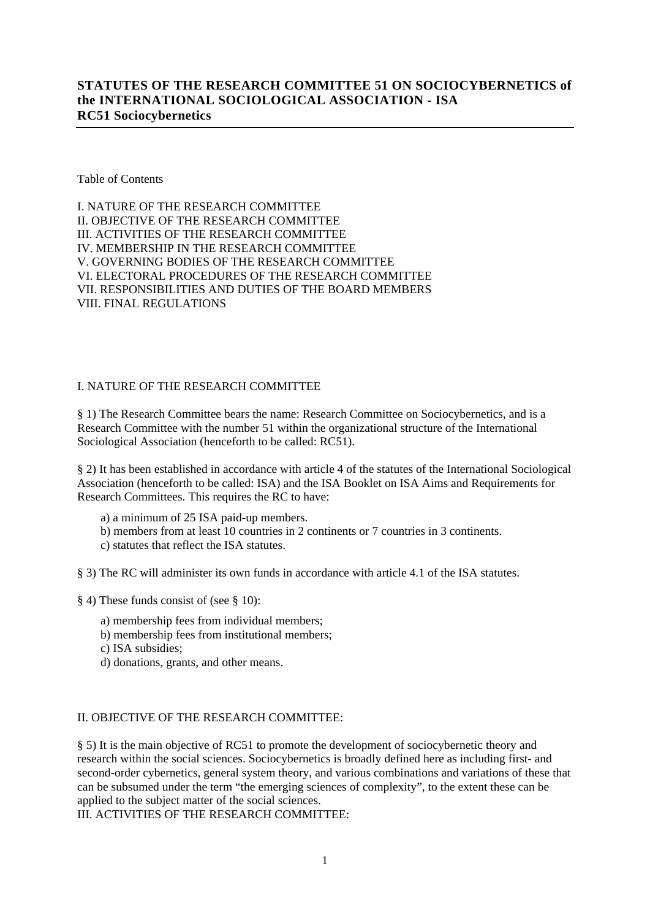# STATUTES OF THE RESEARCH COMMITTEE 51 ON SOCIOCYBERNETICS of the INTERNATIONAL SOCIOLOGICAL ASSOCIATION - ISA RC51 Sociocybernetics

Table of Contents

I. NATURE OF THE RESEARCH COMMITTEE
II. OBJECTIVE OF THE RESEARCH COMMITTEE
III. ACTIVITIES OF THE RESEARCH COMMITTEE
IV. MEMBERSHIP IN THE RESEARCH COMMITTEE
V. GOVERNING BODIES OF THE RESEARCH COMMITTEE
VI. ELECTORAL PROCEDURES OF THE RESEARCH COMMITTEE
VII. RESPONSIBILITIES AND DUTIES OF THE BOARD MEMBERS
VIII. FINAL REGULATIONS

## I. NATURE OF THE RESEARCH COMMITTEE

§ 1) The Research Committee bears the name: Research Committee on Sociocybernetics, and is a Research Committee with the number 51 within the organizational structure of the International Sociological Association (henceforth to be called: RC51).

§ 2) It has been established in accordance with article 4 of the statutes of the International Sociological Association (henceforth to be called: ISA) and the ISA Booklet on ISA Aims and Requirements for Research Committees. This requires the RC to have:

a) a minimum of 25 ISA paid-up members.
b) members from at least 10 countries in 2 continents or 7 countries in 3 continents.
c) statutes that reflect the ISA statutes.

§ 3) The RC will administer its own funds in accordance with article 4.1 of the ISA statutes.

§ 4) These funds consist of (see § 10):

a) membership fees from individual members;
b) membership fees from institutional members;
c) ISA subsidies;
d) donations, grants, and other means.

## II. OBJECTIVE OF THE RESEARCH COMMITTEE:

§ 5) It is the main objective of RC51 to promote the development of sociocybernetic theory and research within the social sciences. Sociocybernetics is broadly defined here as including first- and second-order cybernetics, general system theory, and various combinations and variations of these that can be subsumed under the term "the emerging sciences of complexity", to the extent these can be applied to the subject matter of the social sciences.

## III. ACTIVITIES OF THE RESEARCH COMMITTEE: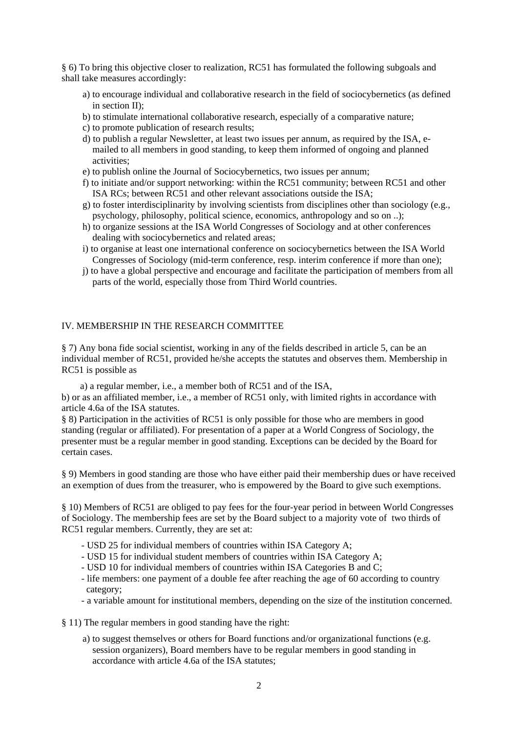§ 6) To bring this objective closer to realization, RC51 has formulated the following subgoals and shall take measures accordingly:

a) to encourage individual and collaborative research in the field of sociocybernetics (as defined in section II);
b) to stimulate international collaborative research, especially of a comparative nature;
c) to promote publication of research results;
d) to publish a regular Newsletter, at least two issues per annum, as required by the ISA, e-mailed to all members in good standing, to keep them informed of ongoing and planned activities;
e) to publish online the Journal of Sociocybernetics, two issues per annum;
f) to initiate and/or support networking: within the RC51 community; between RC51 and other ISA RCs; between RC51 and other relevant associations outside the ISA;
g) to foster interdisciplinarity by involving scientists from disciplines other than sociology (e.g., psychology, philosophy, political science, economics, anthropology and so on ..);
h) to organize sessions at the ISA World Congresses of Sociology and at other conferences dealing with sociocybernetics and related areas;
i) to organise at least one international conference on sociocybernetics between the ISA World Congresses of Sociology (mid-term conference, resp. interim conference if more than one);
j) to have a global perspective and encourage and facilitate the participation of members from all parts of the world, especially those from Third World countries.

## IV. MEMBERSHIP IN THE RESEARCH COMMITTEE

§ 7) Any bona fide social scientist, working in any of the fields described in article 5, can be an individual member of RC51, provided he/she accepts the statutes and observes them. Membership in RC51 is possible as

a) a regular member, i.e., a member both of RC51 and of the ISA,
b) or as an affiliated member, i.e., a member of RC51 only, with limited rights in accordance with article 4.6a of the ISA statutes.

§ 8) Participation in the activities of RC51 is only possible for those who are members in good standing (regular or affiliated). For presentation of a paper at a World Congress of Sociology, the presenter must be a regular member in good standing. Exceptions can be decided by the Board for certain cases.

§ 9) Members in good standing are those who have either paid their membership dues or have received an exemption of dues from the treasurer, who is empowered by the Board to give such exemptions.

§ 10) Members of RC51 are obliged to pay fees for the four-year period in between World Congresses of Sociology. The membership fees are set by the Board subject to a majority vote of two thirds of RC51 regular members. Currently, they are set at:

- USD 25 for individual members of countries within ISA Category A;
- USD 15 for individual student members of countries within ISA Category A;
- USD 10 for individual members of countries within ISA Categories B and C;
- life members: one payment of a double fee after reaching the age of 60 according to country category;
- a variable amount for institutional members, depending on the size of the institution concerned.

§ 11) The regular members in good standing have the right:

a) to suggest themselves or others for Board functions and/or organizational functions (e.g. session organizers), Board members have to be regular members in good standing in accordance with article 4.6a of the ISA statutes;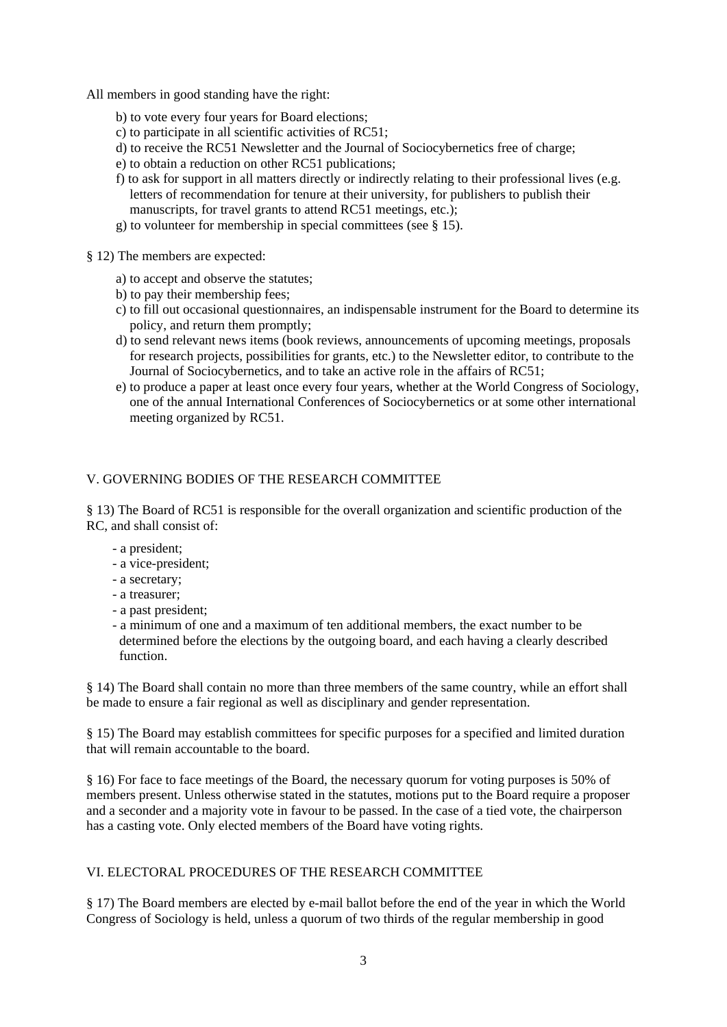All members in good standing have the right:

b) to vote every four years for Board elections;
c) to participate in all scientific activities of RC51;
d) to receive the RC51 Newsletter and the Journal of Sociocybernetics free of charge;
e) to obtain a reduction on other RC51 publications;
f) to ask for support in all matters directly or indirectly relating to their professional lives (e.g. letters of recommendation for tenure at their university, for publishers to publish their manuscripts, for travel grants to attend RC51 meetings, etc.);
g) to volunteer for membership in special committees (see § 15).

§ 12) The members are expected:

a) to accept and observe the statutes;
b) to pay their membership fees;
c) to fill out occasional questionnaires, an indispensable instrument for the Board to determine its policy, and return them promptly;
d) to send relevant news items (book reviews, announcements of upcoming meetings, proposals for research projects, possibilities for grants, etc.) to the Newsletter editor, to contribute to the Journal of Sociocybernetics, and to take an active role in the affairs of RC51;
e) to produce a paper at least once every four years, whether at the World Congress of Sociology, one of the annual International Conferences of Sociocybernetics or at some other international meeting organized by RC51.

## V. GOVERNING BODIES OF THE RESEARCH COMMITTEE

§ 13) The Board of RC51 is responsible for the overall organization and scientific production of the RC, and shall consist of:

- a president;
- a vice-president;
- a secretary;
- a treasurer;
- a past president;
- a minimum of one and a maximum of ten additional members, the exact number to be determined before the elections by the outgoing board, and each having a clearly described function.

§ 14) The Board shall contain no more than three members of the same country, while an effort shall be made to ensure a fair regional as well as disciplinary and gender representation.

§ 15) The Board may establish committees for specific purposes for a specified and limited duration that will remain accountable to the board.

§ 16) For face to face meetings of the Board, the necessary quorum for voting purposes is 50% of members present. Unless otherwise stated in the statutes, motions put to the Board require a proposer and a seconder and a majority vote in favour to be passed. In the case of a tied vote, the chairperson has a casting vote. Only elected members of the Board have voting rights.

## VI. ELECTORAL PROCEDURES OF THE RESEARCH COMMITTEE

§ 17) The Board members are elected by e-mail ballot before the end of the year in which the World Congress of Sociology is held, unless a quorum of two thirds of the regular membership in good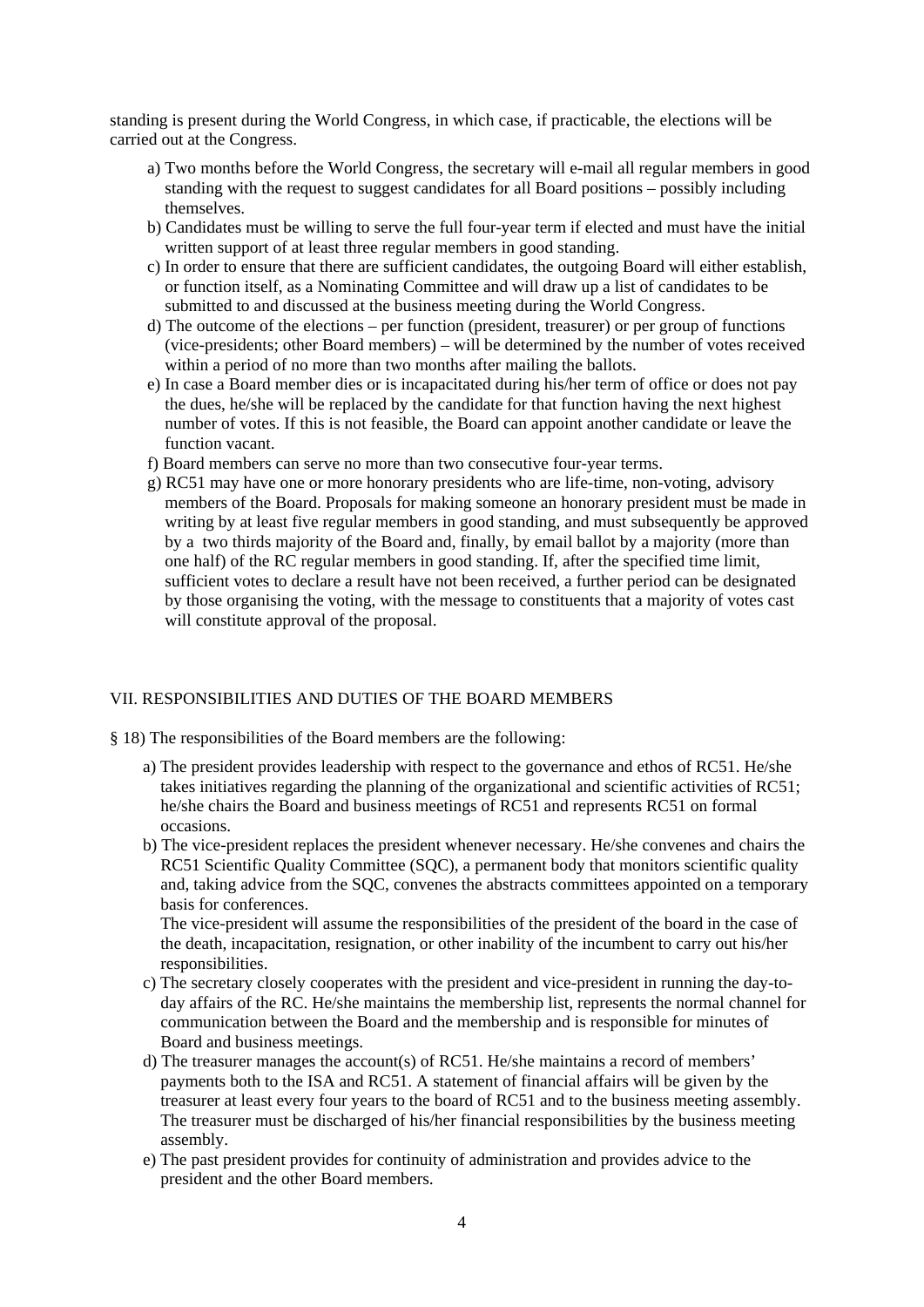standing is present during the World Congress, in which case, if practicable, the elections will be carried out at the Congress.

a) Two months before the World Congress, the secretary will e-mail all regular members in good standing with the request to suggest candidates for all Board positions – possibly including themselves.
b) Candidates must be willing to serve the full four-year term if elected and must have the initial written support of at least three regular members in good standing.
c) In order to ensure that there are sufficient candidates, the outgoing Board will either establish, or function itself, as a Nominating Committee and will draw up a list of candidates to be submitted to and discussed at the business meeting during the World Congress.
d) The outcome of the elections – per function (president, treasurer) or per group of functions (vice-presidents; other Board members) – will be determined by the number of votes received within a period of no more than two months after mailing the ballots.
e) In case a Board member dies or is incapacitated during his/her term of office or does not pay the dues, he/she will be replaced by the candidate for that function having the next highest number of votes. If this is not feasible, the Board can appoint another candidate or leave the function vacant.
f) Board members can serve no more than two consecutive four-year terms.
g) RC51 may have one or more honorary presidents who are life-time, non-voting, advisory members of the Board. Proposals for making someone an honorary president must be made in writing by at least five regular members in good standing, and must subsequently be approved by a two thirds majority of the Board and, finally, by email ballot by a majority (more than one half) of the RC regular members in good standing. If, after the specified time limit, sufficient votes to declare a result have not been received, a further period can be designated by those organising the voting, with the message to constituents that a majority of votes cast will constitute approval of the proposal.

## VII. RESPONSIBILITIES AND DUTIES OF THE BOARD MEMBERS

§ 18) The responsibilities of the Board members are the following:

a) The president provides leadership with respect to the governance and ethos of RC51. He/she takes initiatives regarding the planning of the organizational and scientific activities of RC51; he/she chairs the Board and business meetings of RC51 and represents RC51 on formal occasions.
b) The vice-president replaces the president whenever necessary. He/she convenes and chairs the RC51 Scientific Quality Committee (SQC), a permanent body that monitors scientific quality and, taking advice from the SQC, convenes the abstracts committees appointed on a temporary basis for conferences.
   The vice-president will assume the responsibilities of the president of the board in the case of the death, incapacitation, resignation, or other inability of the incumbent to carry out his/her responsibilities.
c) The secretary closely cooperates with the president and vice-president in running the day-to-day affairs of the RC. He/she maintains the membership list, represents the normal channel for communication between the Board and the membership and is responsible for minutes of Board and business meetings.
d) The treasurer manages the account(s) of RC51. He/she maintains a record of members' payments both to the ISA and RC51. A statement of financial affairs will be given by the treasurer at least every four years to the board of RC51 and to the business meeting assembly. The treasurer must be discharged of his/her financial responsibilities by the business meeting assembly.
e) The past president provides for continuity of administration and provides advice to the president and the other Board members.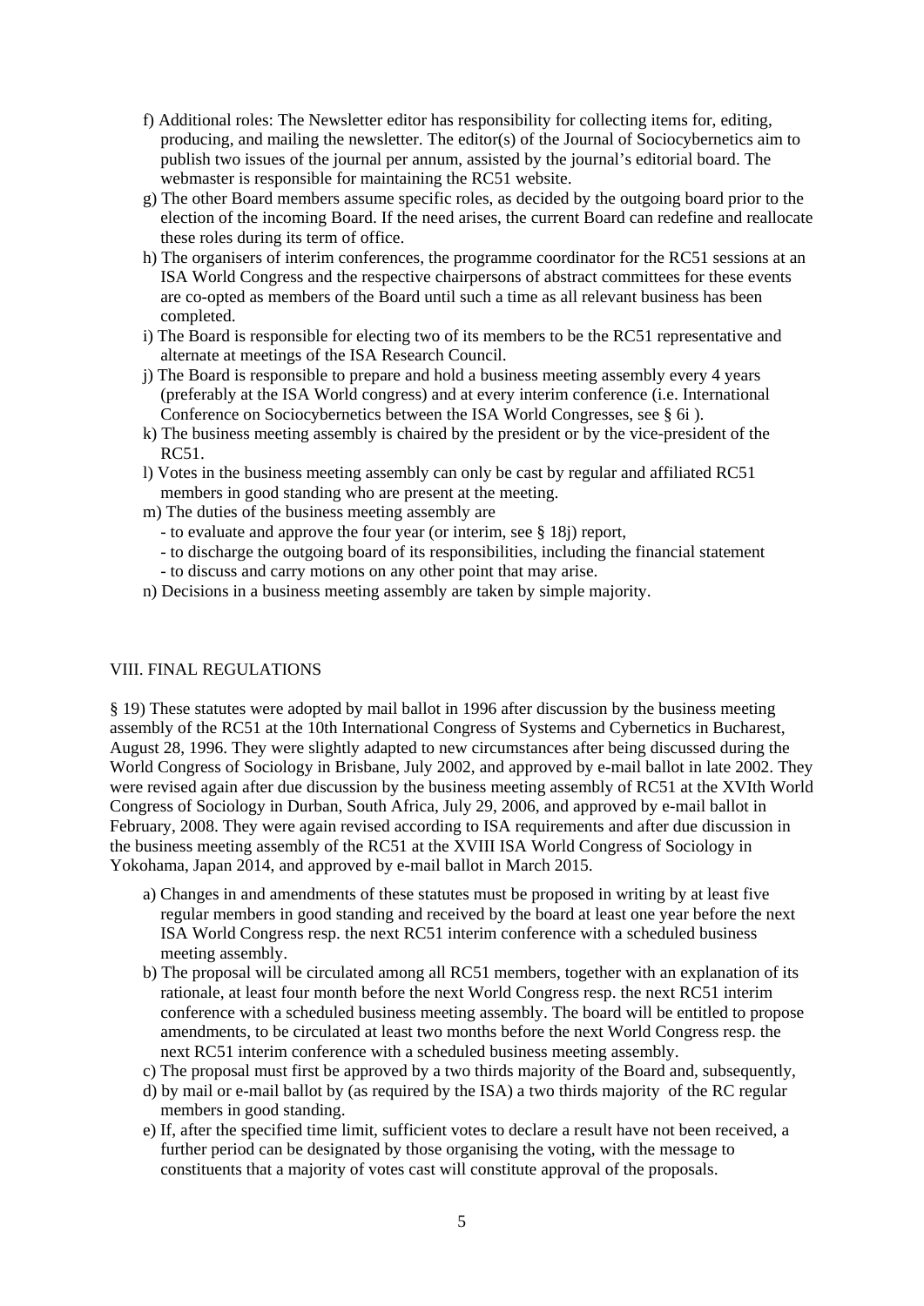f) Additional roles: The Newsletter editor has responsibility for collecting items for, editing, producing, and mailing the newsletter. The editor(s) of the Journal of Sociocybernetics aim to publish two issues of the journal per annum, assisted by the journal's editorial board. The webmaster is responsible for maintaining the RC51 website.

g) The other Board members assume specific roles, as decided by the outgoing board prior to the election of the incoming Board. If the need arises, the current Board can redefine and reallocate these roles during its term of office.

h) The organisers of interim conferences, the programme coordinator for the RC51 sessions at an ISA World Congress and the respective chairpersons of abstract committees for these events are co-opted as members of the Board until such a time as all relevant business has been completed.

i) The Board is responsible for electing two of its members to be the RC51 representative and alternate at meetings of the ISA Research Council.

j) The Board is responsible to prepare and hold a business meeting assembly every 4 years (preferably at the ISA World congress) and at every interim conference (i.e. International Conference on Sociocybernetics between the ISA World Congresses, see § 6i ).

k) The business meeting assembly is chaired by the president or by the vice-president of the RC51.

l) Votes in the business meeting assembly can only be cast by regular and affiliated RC51 members in good standing who are present at the meeting.

m) The duties of the business meeting assembly are
- to evaluate and approve the four year (or interim, see § 18j) report,
- to discharge the outgoing board of its responsibilities, including the financial statement
- to discuss and carry motions on any other point that may arise.

n) Decisions in a business meeting assembly are taken by simple majority.

## VIII. FINAL REGULATIONS

§ 19) These statutes were adopted by mail ballot in 1996 after discussion by the business meeting assembly of the RC51 at the 10th International Congress of Systems and Cybernetics in Bucharest, August 28, 1996. They were slightly adapted to new circumstances after being discussed during the World Congress of Sociology in Brisbane, July 2002, and approved by e-mail ballot in late 2002. They were revised again after due discussion by the business meeting assembly of RC51 at the XVIth World Congress of Sociology in Durban, South Africa, July 29, 2006, and approved by e-mail ballot in February, 2008. They were again revised according to ISA requirements and after due discussion in the business meeting assembly of the RC51 at the XVIII ISA World Congress of Sociology in Yokohama, Japan 2014, and approved by e-mail ballot in March 2015.

a) Changes in and amendments of these statutes must be proposed in writing by at least five regular members in good standing and received by the board at least one year before the next ISA World Congress resp. the next RC51 interim conference with a scheduled business meeting assembly.

b) The proposal will be circulated among all RC51 members, together with an explanation of its rationale, at least four month before the next World Congress resp. the next RC51 interim conference with a scheduled business meeting assembly. The board will be entitled to propose amendments, to be circulated at least two months before the next World Congress resp. the next RC51 interim conference with a scheduled business meeting assembly.

c) The proposal must first be approved by a two thirds majority of the Board and, subsequently,

d) by mail or e-mail ballot by (as required by the ISA) a two thirds majority of the RC regular members in good standing.

e) If, after the specified time limit, sufficient votes to declare a result have not been received, a further period can be designated by those organising the voting, with the message to constituents that a majority of votes cast will constitute approval of the proposals.